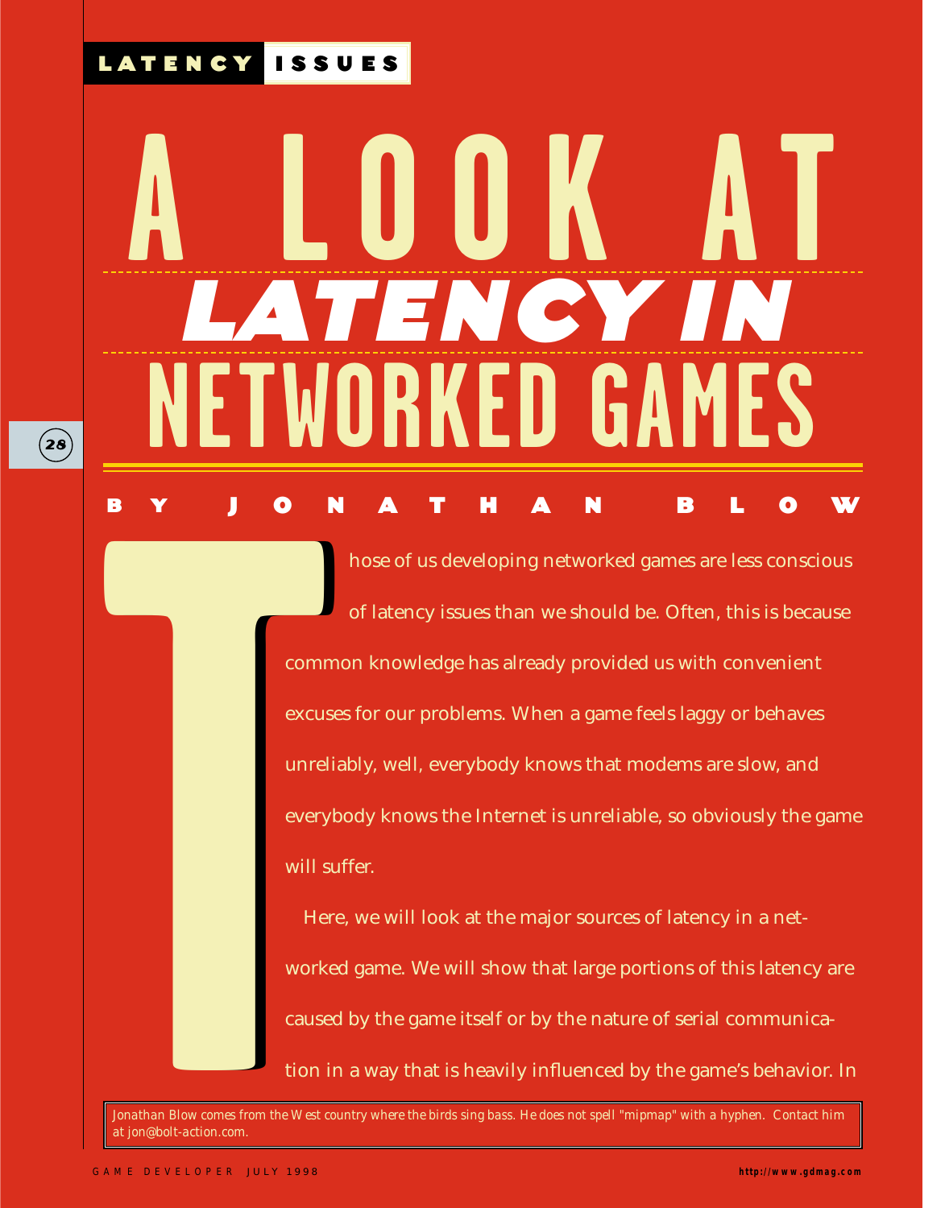LATENCY ISSUES

# A LOOK AT LATENCY IN NETWORKED GAMES

**BY JONATHAN BLOW**

Those of us developing networked games are less conscious of latency issues than we should be. Often, this is because common knowledge has already provided us with convenient excuses for our problems. When a game feels laggy or behaves unreliably, well, everybody knows that modems are slow, and everybody knows the Internet is unreliable, so obviously the game will suffer.

Here, we will look at the major sources of latency in a networked game. We will show that large portions of this latency are caused by the game itself or by the nature of serial communication in a way that is heavily influenced by the game's behavior. In

*Jonathan Blow comes from the West country where the birds sing bass. He does not spell "mipmap" with a hyphen. Contact him at jon@bolt-action.com.*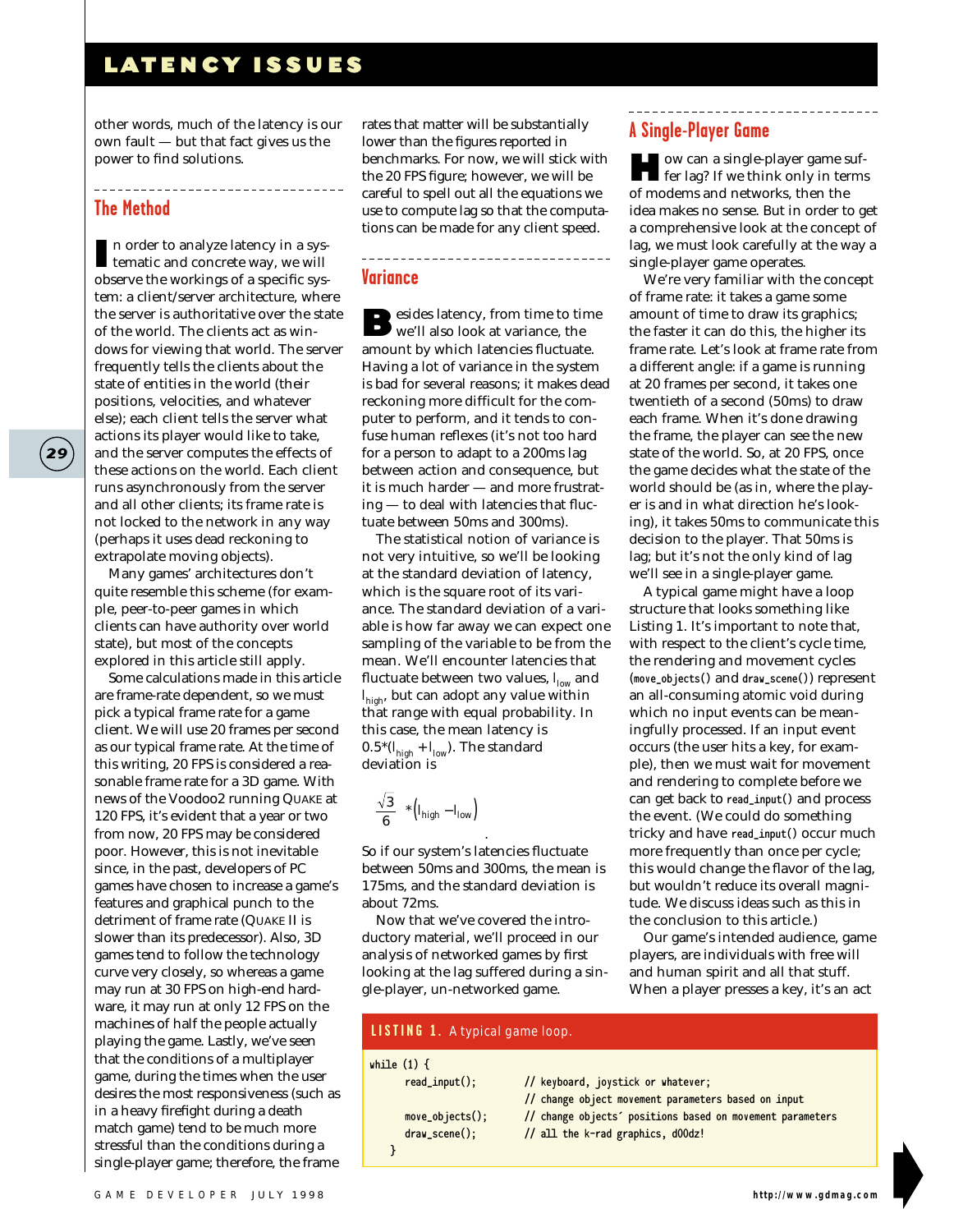other words, much of the latency is our own fault — but that fact gives us the power to find solutions.

## The Method

In order to analyze latency in a systematic and concrete way, we will observe the workings of a specific system: a client/server architecture, where the server is authoritative over the state of the world. The clients act as windows for viewing that world. The server frequently tells the clients about the state of entities in the world (their positions, velocities, and whatever else); each client tells the server what actions its player would like to take, and the server computes the effects of these actions on the world. Each client runs asynchronously from the server and all other clients; its frame rate is not locked to the network in any way (perhaps it uses dead reckoning to extrapolate moving objects).

Many games' architectures don't quite resemble this scheme (for example, peer-to-peer games in which clients can have authority over world state), but most of the concepts explored in this article still apply.

Some calculations made in this article are frame-rate dependent, so we must pick a typical frame rate for a game client. We will use 20 frames per second as our typical frame rate. At the time of this writing, 20 FPS is considered a reasonable frame rate for a 3D game. With news of the Voodoo2 running QUAKE at 120 FPS, it's evident that a year or two from now, 20 FPS may be considered poor. However, this is not inevitable since, in the past, developers of PC games have chosen to increase a game's features and graphical punch to the detriment of frame rate (QUAKE II is slower than its predecessor). Also, 3D games tend to follow the technology curve very closely, so whereas a game may run at 30 FPS on high-end hardware, it may run at only 12 FPS on the machines of half the people actually playing the game. Lastly, we've seen that the conditions of a multiplayer game, during the times when the user desires the most responsiveness (such as in a heavy firefight during a death match game) tend to be much more stressful than the conditions during a single-player game; therefore, the frame rates that matter will be substantially lower than the figures reported in benchmarks. For now, we will stick with the 20 FPS figure; however, we will be careful to spell out all the equations we use to compute lag so that the computations can be made for any client speed.

## Variance

Besides latency, from time to time we'll also look at variance, the amount by which latencies fluctuate. Having a lot of variance in the system is bad for several reasons; it makes dead reckoning more difficult for the computer to perform, and it tends to confuse human reflexes (it's not too hard for a person to adapt to a 200ms lag between action and consequence, but it is much harder — and more frustrating — to deal with latencies that fluctuate between 50ms and 300ms).

The statistical notion of variance is not very intuitive, so we'll be looking at the standard deviation of latency, which is the square root of its variance. The standard deviation of a variable is how far away we can expect one sampling of the variable to be from the mean. We'll encounter latencies that fluctuate between two values, $l_{low}$ and $l_{high}$, but can adopt any value within that range with equal probability. In this case, the mean latency is $0.5*(l_{high} + l_{low})$. The standard deviation is

$$\frac{\sqrt{3}}{6} * \left(l_{high} - l_{low}\right)$$

So if our system's latencies fluctuate between 50ms and 300ms, the mean is 175ms, and the standard deviation is about 72ms.

Now that we've covered the introductory material, we'll proceed in our analysis of networked games by first looking at the lag suffered during a single-player, un-networked game.

## A Single-Player Game

How can a single-player game suffer lag? If we think only in terms of modems and networks, then the idea makes no sense. But in order to get a comprehensive look at the concept of lag, we must look carefully at the way a single-player game operates.

We're very familiar with the concept of frame rate: it takes a game some amount of time to draw its graphics; the faster it can do this, the higher its frame rate. Let's look at frame rate from a different angle: if a game is running at 20 frames per second, it takes one twentieth of a second (50ms) to draw each frame. When it's done drawing the frame, the player can see the new state of the world. So, at 20 FPS, once the game decides what the state of the world should be (as in, where the player is and in what direction he's looking), it takes 50ms to communicate this decision to the player. That 50ms is lag; but it's not the only kind of lag we'll see in a single-player game.

A typical game might have a loop structure that looks something like Listing 1. It's important to note that, with respect to the client's cycle time, the rendering and movement cycles (`move_objects()` and `draw_scene()`) represent an all-consuming atomic void during which no input events can be meaningfully processed. If an input event occurs (the user hits a key, for example), then we must wait for movement and rendering to complete before we can get back to `read_input()` and process the event. (We could do something tricky and have `read_input()` occur much more frequently than once per cycle; this would change the flavor of the lag, but wouldn't reduce its overall magnitude. We discuss ideas such as this in the conclusion to this article.)

Our game's intended audience, game players, are individuals with free will and human spirit and all that stuff. When a player presses a key, it's an act

**LISTING 1.** A typical game loop.

```
while (1) {
    read_input();        // keyboard, joystick or whatever;
                         // change object movement parameters based on input
    move_objects();      // change objects' positions based on movement parameters
    draw_scene();        // all the k-rad graphics, d00dz!
}
```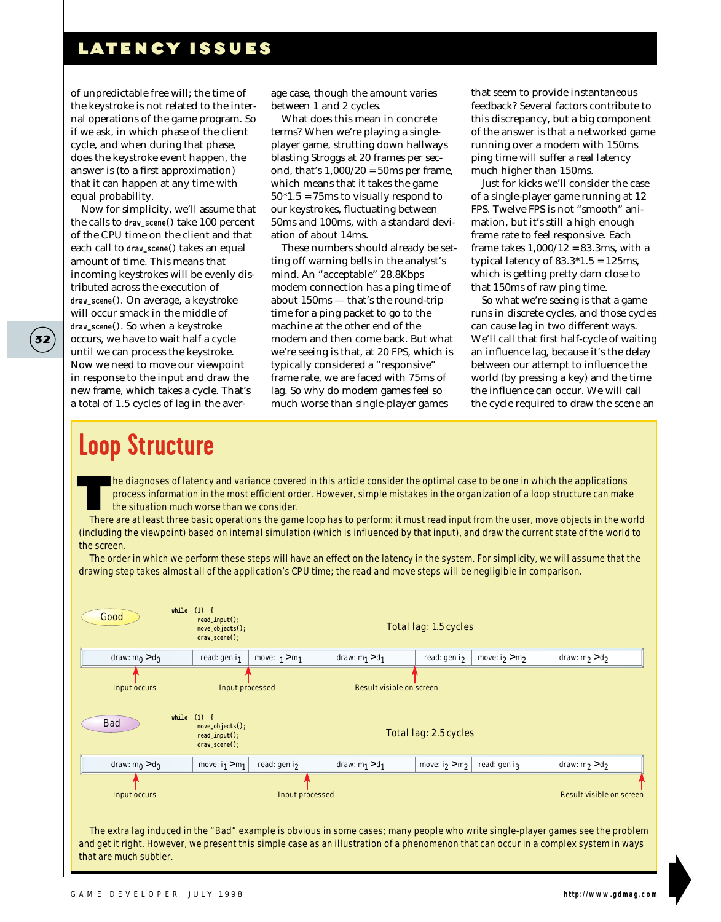of unpredictable free will; the time of the keystroke is not related to the internal operations of the game program. So if we ask, in which phase of the client cycle, and when during that phase, does the keystroke event happen, the answer is (to a first approximation) that it can happen at any time with equal probability.

Now for simplicity, we'll assume that the calls to `draw_scene()` take 100 percent of the CPU time on the client and that each call to `draw_scene()` takes an equal amount of time. This means that incoming keystrokes will be evenly distributed across the execution of `draw_scene()`. On average, a keystroke will occur smack in the middle of `draw_scene()`. So when a keystroke occurs, we have to wait half a cycle until we can process the keystroke. Now we need to move our viewpoint in response to the input and draw the new frame, which takes a cycle. That's a total of 1.5 cycles of lag in the average case, though the amount varies between 1 and 2 cycles.

What does this mean in concrete terms? When we're playing a single-player game, strutting down hallways blasting Stroggs at 20 frames per second, that's 1,000/20 = 50ms per frame, which means that it takes the game 50*1.5 = 75ms to visually respond to our keystrokes, fluctuating between 50ms and 100ms, with a standard deviation of about 14ms.

These numbers should already be setting off warning bells in the analyst's mind. An "acceptable" 28.8Kbps modem connection has a ping time of about 150ms — that's the round-trip time for a ping packet to go to the machine at the other end of the modem and then come back. But what we're seeing is that, at 20 FPS, which is typically considered a "responsive" frame rate, we are faced with 75ms of lag. So why do modem games feel so much worse than single-player games that seem to provide instantaneous feedback? Several factors contribute to this discrepancy, but a big component of the answer is that a networked game running over a modem with 150ms ping time will suffer a real latency much higher than 150ms.

Just for kicks we'll consider the case of a single-player game running at 12 FPS. Twelve FPS is not "smooth" animation, but it's still a high enough frame rate to feel responsive. Each frame takes 1,000/12 = 83.3ms, with a typical latency of 83.3*1.5 = 125ms, which is getting pretty darn close to that 150ms of raw ping time.

So what we're seeing is that a game runs in discrete cycles, and those cycles can cause lag in two different ways. We'll call that first half-cycle of waiting an influence lag, because it's the delay between our attempt to influence the world (by pressing a key) and the time the influence can occur. We will call the cycle required to draw the scene an

## Loop Structure

The diagnoses of latency and variance covered in this article consider the optimal case to be one in which the applications process information in the most efficient order. However, simple mistakes in the organization of a loop structure can make the situation much worse than we consider.

There are at least three basic operations the game loop has to perform: it must read input from the user, move objects in the world (including the viewpoint) based on internal simulation (which is influenced by that input), and draw the current state of the world to the screen.

The order in which we perform these steps will have an effect on the latency in the system. For simplicity, we will assume that the drawing step takes almost all of the application's CPU time; the read and move steps will be negligible in comparison.

**Good**

```
while (1) {
    read_input();
    move_objects();
    draw_scene();
```

Total lag: 1.5 cycles

| draw: $m_0$->$d_0$ | read: gen $i_1$ | move: $i_1$->$m_1$ | draw: $m_1$->$d_1$ | read: gen $i_2$ | move: $i_2$->$m_2$ | draw: $m_2$->$d_2$ |
|---|---|---|---|---|---|---|

Input occurs — Input processed — Result visible on screen

**Bad**

```
while (1) {
    move_objects();
    read_input();
    draw_scene();
```

Total lag: 2.5 cycles

| draw: $m_0$->$d_0$ | move: $i_1$->$m_1$ | read: gen $i_2$ | draw: $m_1$->$d_1$ | move: $i_2$->$m_2$ | read: gen $i_3$ | draw: $m_2$->$d_2$ |
|---|---|---|---|---|---|---|

Input occurs — Input processed — Result visible on screen

The extra lag induced in the "Bad" example is obvious in some cases; many people who write single-player games see the problem and get it right. However, we present this simple case as an illustration of a phenomenon that can occur in a complex system in ways that are much subtler.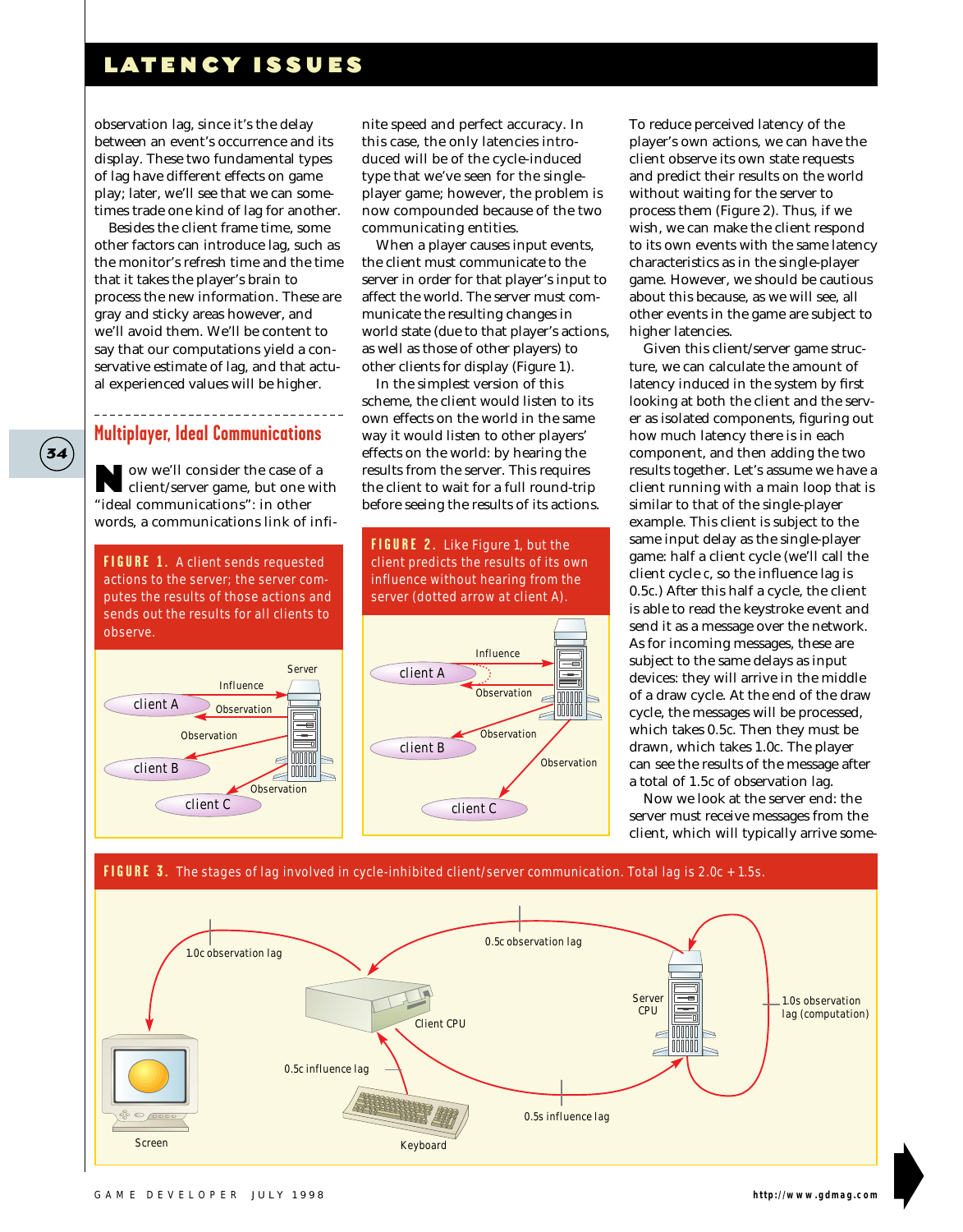observation lag, since it's the delay between an event's occurrence and its display. These two fundamental types of lag have different effects on game play; later, we'll see that we can sometimes trade one kind of lag for another.

Besides the client frame time, some other factors can introduce lag, such as the monitor's refresh time and the time that it takes the player's brain to process the new information. These are gray and sticky areas however, and we'll avoid them. We'll be content to say that our computations yield a conservative estimate of lag, and that actual experienced values will be higher.

## Multiplayer, Ideal Communications

Now we'll consider the case of a client/server game, but one with "ideal communications": in other words, a communications link of infinite speed and perfect accuracy. In this case, the only latencies introduced will be of the cycle-induced type that we've seen for the single-player game; however, the problem is now compounded because of the two communicating entities.

When a player causes input events, the client must communicate to the server in order for that player's input to affect the world. The server must communicate the resulting changes in world state (due to that player's actions, as well as those of other players) to other clients for display (Figure 1).

In the simplest version of this scheme, the client would listen to its own effects on the world in the same way it would listen to other players' effects on the world: by hearing the results from the server. This requires the client to wait for a full round-trip before seeing the results of its actions.

**FIGURE 1.** A client sends requested actions to the server; the server computes the results of those actions and sends out the results for all clients to observe.

**FIGURE 2.** Like Figure 1, but the client predicts the results of its own influence without hearing from the server (dotted arrow at client A).

To reduce perceived latency of the player's own actions, we can have the client observe its own state requests and predict their results on the world without waiting for the server to process them (Figure 2). Thus, if we wish, we can make the client respond to its own events with the same latency characteristics as in the single-player game. However, we should be cautious about this because, as we will see, all other events in the game are subject to higher latencies.

Given this client/server game structure, we can calculate the amount of latency induced in the system by first looking at both the client and the server as isolated components, figuring out how much latency there is in each component, and then adding the two results together. Let's assume we have a client running with a main loop that is similar to that of the single-player example. This client is subject to the same input delay as the single-player game: half a client cycle (we'll call the client cycle *c*, so the influence lag is 0.5c.) After this half a cycle, the client is able to read the keystroke event and send it as a message over the network. As for incoming messages, these are subject to the same delays as input devices: they will arrive in the middle of a draw cycle. At the end of the draw cycle, the messages will be processed, which takes 0.5c. Then they must be drawn, which takes 1.0c. The player can see the results of the message after a total of 1.5c of observation lag.

Now we look at the server end: the server must receive messages from the client, which will typically arrive some-

**FIGURE 3.** The stages of lag involved in cycle-inhibited client/server communication. Total lag is 2.0c + 1.5s.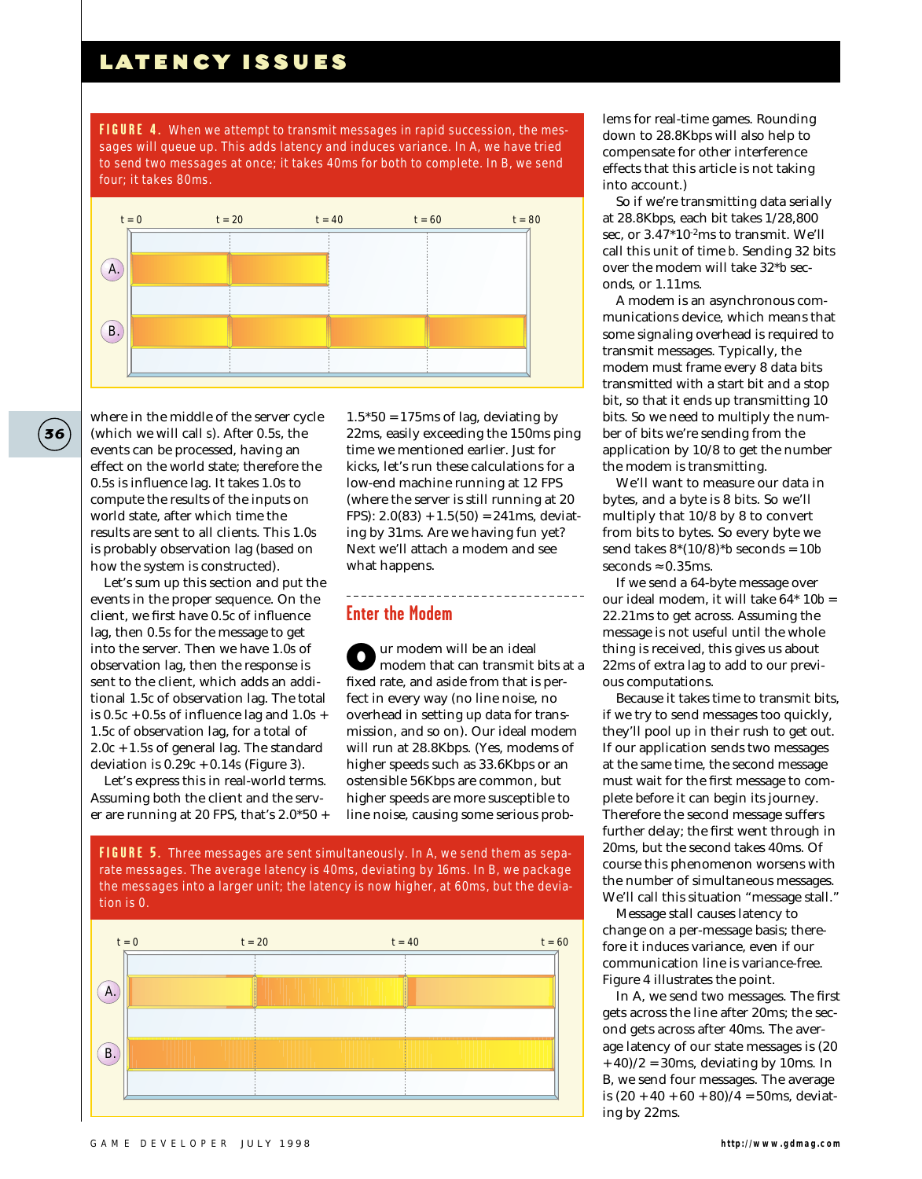**FIGURE 4.** When we attempt to transmit messages in rapid succession, the messages will queue up. This adds latency and induces variance. In A, we have tried to send two messages at once; it takes 40ms for both to complete. In B, we send four; it takes 80ms.

where in the middle of the server cycle (which we will call s). After 0.5s, the events can be processed, having an effect on the world state; therefore the 0.5s is influence lag. It takes 1.0s to compute the results of the inputs on world state, after which time the results are sent to all clients. This 1.0s is probably observation lag (based on how the system is constructed).

Let's sum up this section and put the events in the proper sequence. On the client, we first have 0.5c of influence lag, then 0.5s for the message to get into the server. Then we have 1.0s of observation lag, then the response is sent to the client, which adds an additional 1.5c of observation lag. The total is 0.5c + 0.5s of influence lag and 1.0s + 1.5c of observation lag, for a total of 2.0c + 1.5s of general lag. The standard deviation is 0.29c + 0.14s (Figure 3).

Let's express this in real-world terms. Assuming both the client and the server are running at 20 FPS, that's 2.0*50 + 1.5*50 = 175ms of lag, deviating by 22ms, easily exceeding the 150ms ping time we mentioned earlier. Just for kicks, let's run these calculations for a low-end machine running at 12 FPS (where the server is still running at 20 FPS): 2.0(83) + 1.5(50) = 241ms, deviating by 31ms. Are we having fun yet? Next we'll attach a modem and see what happens.

## Enter the Modem

Our modem will be an ideal modem that can transmit bits at a fixed rate, and aside from that is perfect in every way (no line noise, no overhead in setting up data for transmission, and so on). Our ideal modem will run at 28.8Kbps. (Yes, modems of higher speeds such as 33.6Kbps or an ostensible 56Kbps are common, but higher speeds are more susceptible to line noise, causing some serious problems for real-time games. Rounding down to 28.8Kbps will also help to compensate for other interference effects that this article is not taking into account.)

So if we're transmitting data serially at 28.8Kbps, each bit takes 1/28,800 sec, or $3.47 \times 10^{-2}$ms to transmit. We'll call this unit of time *b*. Sending 32 bits over the modem will take 32*b seconds, or 1.11ms.

A modem is an asynchronous communications device, which means that some signaling overhead is required to transmit messages. Typically, the modem must frame every 8 data bits transmitted with a start bit and a stop bit, so that it ends up transmitting 10 bits. So we need to multiply the number of bits we're sending from the application by 10/8 to get the number the modem is transmitting.

We'll want to measure our data in bytes, and a byte is 8 bits. So we'll multiply that 10/8 by 8 to convert from bits to bytes. So every byte we send takes 8*(10/8)*b seconds = 10b seconds ≈ 0.35ms.

If we send a 64-byte message over our ideal modem, it will take 64* 10b = 22.21ms to get across. Assuming the message is not useful until the whole thing is received, this gives us about 22ms of extra lag to add to our previous computations.

Because it takes time to transmit bits, if we try to send messages too quickly, they'll pool up in their rush to get out. If our application sends two messages at the same time, the second message must wait for the first message to complete before it can begin its journey. Therefore the second message suffers further delay; the first went through in 20ms, but the second takes 40ms. Of course this phenomenon worsens with the number of simultaneous messages. We'll call this situation "message stall."

Message stall causes latency to change on a per-message basis; therefore it induces variance, even if our communication line is variance-free. Figure 4 illustrates the point.

In A, we send two messages. The first gets across the line after 20ms; the second gets across after 40ms. The average latency of our state messages is (20 + 40)/2 = 30ms, deviating by 10ms. In B, we send four messages. The average is (20 + 40 + 60 + 80)/4 = 50ms, deviating by 22ms.

**FIGURE 5.** Three messages are sent simultaneously. In A, we send them as separate messages. The average latency is 40ms, deviating by 16ms. In B, we package the messages into a larger unit; the latency is now higher, at 60ms, but the deviation is 0.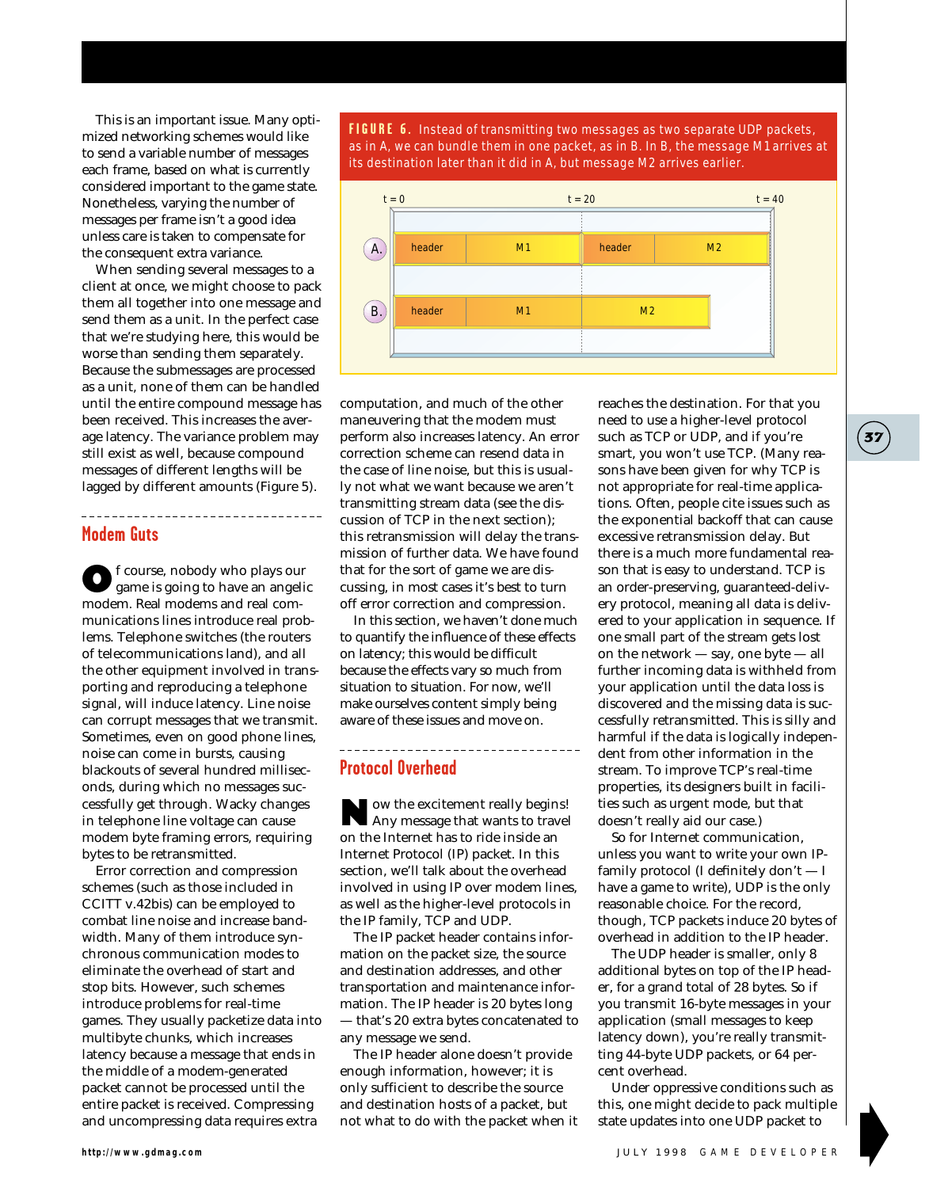This is an important issue. Many optimized networking schemes would like to send a variable number of messages each frame, based on what is currently considered important to the game state. Nonetheless, varying the number of messages per frame isn't a good idea unless care is taken to compensate for the consequent extra variance.

When sending several messages to a client at once, we might choose to pack them all together into one message and send them as a unit. In the perfect case that we're studying here, this would be worse than sending them separately. Because the submessages are processed as a unit, none of them can be handled until the entire compound message has been received. This increases the average latency. The variance problem may still exist as well, because compound messages of different lengths will be lagged by different amounts (Figure 5).

**FIGURE 6.** Instead of transmitting two messages as two separate UDP packets, as in A, we can bundle them in one packet, as in B. In B, the message M1 arrives at its destination later than it did in A, but message M2 arrives earlier.

## Modem Guts

Of course, nobody who plays our game is going to have an angelic modem. Real modems and real communications lines introduce real problems. Telephone switches (the routers of telecommunications land), and all the other equipment involved in transporting and reproducing a telephone signal, will induce latency. Line noise can corrupt messages that we transmit. Sometimes, even on good phone lines, noise can come in bursts, causing blackouts of several hundred milliseconds, during which no messages successfully get through. Wacky changes in telephone line voltage can cause modem byte framing errors, requiring bytes to be retransmitted.

Error correction and compression schemes (such as those included in CCITT v.42bis) can be employed to combat line noise and increase bandwidth. Many of them introduce synchronous communication modes to eliminate the overhead of start and stop bits. However, such schemes introduce problems for real-time games. They usually packetize data into multibyte chunks, which increases latency because a message that ends in the middle of a modem-generated packet cannot be processed until the entire packet is received. Compressing and uncompressing data requires extra computation, and much of the other maneuvering that the modem must perform also increases latency. An error correction scheme can resend data in the case of line noise, but this is usually not what we want because we aren't transmitting stream data (see the discussion of TCP in the next section); this retransmission will delay the transmission of further data. We have found that for the sort of game we are discussing, in most cases it's best to turn off error correction and compression.

In this section, we haven't done much to quantify the influence of these effects on latency; this would be difficult because the effects vary so much from situation to situation. For now, we'll make ourselves content simply being aware of these issues and move on.

## Protocol Overhead

Now the excitement really begins! Any message that wants to travel on the Internet has to ride inside an Internet Protocol (IP) packet. In this section, we'll talk about the overhead involved in using IP over modem lines, as well as the higher-level protocols in the IP family, TCP and UDP.

The IP packet header contains information on the packet size, the source and destination addresses, and other transportation and maintenance information. The IP header is 20 bytes long — that's 20 extra bytes concatenated to any message we send.

The IP header alone doesn't provide enough information, however; it is only sufficient to describe the source and destination hosts of a packet, but not what to do with the packet when it reaches the destination. For that you need to use a higher-level protocol such as TCP or UDP, and if you're smart, you won't use TCP. (Many reasons have been given for why TCP is not appropriate for real-time applications. Often, people cite issues such as the exponential backoff that can cause excessive retransmission delay. But there is a much more fundamental reason that is easy to understand. TCP is an order-preserving, guaranteed-delivery protocol, meaning all data is delivered to your application in sequence. If one small part of the stream gets lost on the network — say, one byte — all further incoming data is withheld from your application until the data loss is discovered and the missing data is successfully retransmitted. This is silly and harmful if the data is logically independent from other information in the stream. To improve TCP's real-time properties, its designers built in facilities such as urgent mode, but that doesn't really aid our case.)

So for Internet communication, unless you want to write your own IP-family protocol (I definitely don't — I have a game to write), UDP is the only reasonable choice. For the record, though, TCP packets induce 20 bytes of overhead in addition to the IP header.

The UDP header is smaller, only 8 additional bytes on top of the IP header, for a grand total of 28 bytes. So if you transmit 16-byte messages in your application (small messages to keep latency down), you're really transmitting 44-byte UDP packets, or 64 percent overhead.

Under oppressive conditions such as this, one might decide to pack multiple state updates into one UDP packet to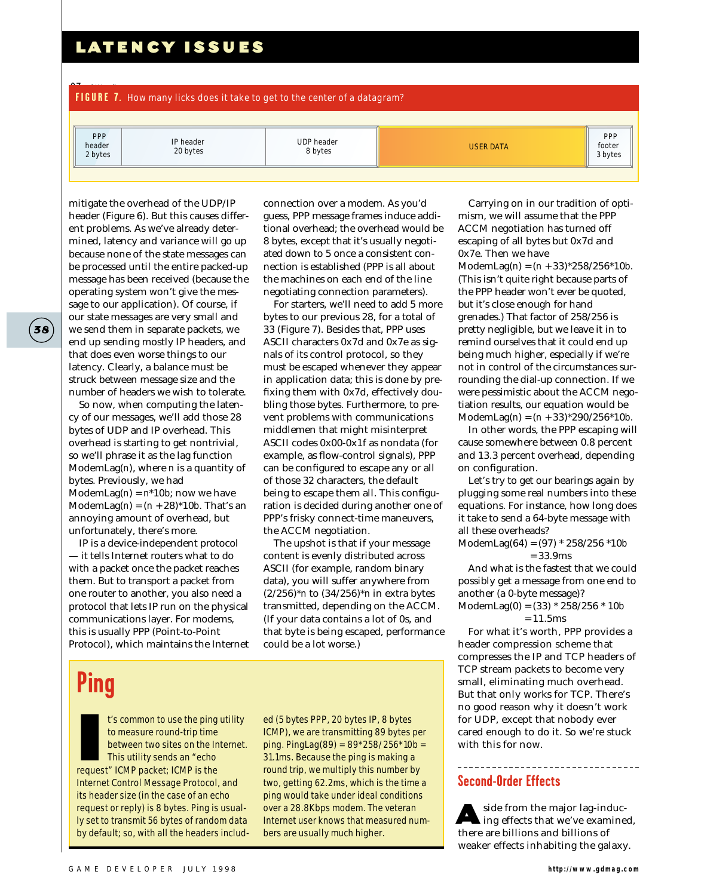**FIGURE 7.** How many licks does it take to get to the center of a datagram?

| PPP header 2 bytes | IP header 20 bytes | UDP header 8 bytes | USER DATA | PPP footer 3 bytes |
|---|---|---|---|---|

mitigate the overhead of the UDP/IP header (Figure 6). But this causes different problems. As we've already determined, latency and variance will go up because none of the state messages can be processed until the entire packed-up message has been received (because the operating system won't give the message to our application). Of course, if our state messages are very small and we send them in separate packets, we end up sending mostly IP headers, and that does even worse things to our latency. Clearly, a balance must be struck between message size and the number of headers we wish to tolerate.

So now, when computing the latency of our messages, we'll add those 28 bytes of UDP and IP overhead. This overhead is starting to get nontrivial, so we'll phrase it as the lag function ModemLag($n$), where $n$ is a quantity of bytes. Previously, we had ModemLag($n$) = $n$*10b; now we have ModemLag($n$) = ($n$ + 28)*10b. That's an annoying amount of overhead, but unfortunately, there's more.

IP is a device-independent protocol — it tells Internet routers what to do with a packet once the packet reaches them. But to transport a packet from one router to another, you also need a protocol that lets IP run on the physical communications layer. For modems, this is usually PPP (Point-to-Point Protocol), which maintains the Internet connection over a modem. As you'd guess, PPP message frames induce additional overhead; the overhead would be 8 bytes, except that it's usually negotiated down to 5 once a consistent connection is established (PPP is all about the machines on each end of the line negotiating connection parameters).

For starters, we'll need to add 5 more bytes to our previous 28, for a total of 33 (Figure 7). Besides that, PPP uses ASCII characters 0x7d and 0x7e as signals of its control protocol, so they must be escaped whenever they appear in application data; this is done by prefixing them with 0x7d, effectively doubling those bytes. Furthermore, to prevent problems with communications middlemen that might misinterpret ASCII codes 0x00-0x1f as nondata (for example, as flow-control signals), PPP can be configured to escape any or all of those 32 characters, the default being to escape them all. This configuration is decided during another one of PPP's frisky connect-time maneuvers, the ACCM negotiation.

The upshot is that if your message content is evenly distributed across ASCII (for example, random binary data), you will suffer anywhere from (2/256)*$n$ to (34/256)*$n$ in extra bytes transmitted, depending on the ACCM. (If your data contains a lot of 0s, and that byte is being escaped, performance could be a lot worse.)

Carrying on in our tradition of optimism, we will assume that the PPP ACCM negotiation has turned off escaping of all bytes but 0x7d and 0x7e. Then we have ModemLag($n$) = ($n$ + 33)*258/256*10b. (This isn't quite right because parts of the PPP header won't ever be quoted, but it's close enough for hand grenades.) That factor of 258/256 is pretty negligible, but we leave it in to remind ourselves that it could end up being much higher, especially if we're not in control of the circumstances surrounding the dial-up connection. If we were pessimistic about the ACCM negotiation results, our equation would be ModemLag($n$) = ($n$ + 33)*290/256*10b.

In other words, the PPP escaping will cause somewhere between 0.8 percent and 13.3 percent overhead, depending on configuration.

Let's try to get our bearings again by plugging some real numbers into these equations. For instance, how long does it take to send a 64-byte message with all these overheads?

ModemLag(64) = (97) * 258/256 *10b
= 33.9ms

And what is the fastest that we could possibly get a message from one end to another (a 0-byte message)?

ModemLag(0) = (33) * 258/256 * 10b
= 11.5ms

For what it's worth, PPP provides a header compression scheme that compresses the IP and TCP headers of TCP stream packets to become very small, eliminating much overhead. But that only works for TCP. There's no good reason why it doesn't work for UDP, except that nobody ever cared enough to do it. So we're stuck with this for now.

## Ping

It's common to use the ping utility to measure round-trip time between two sites on the Internet. This utility sends an "echo request" ICMP packet; ICMP is the Internet Control Message Protocol, and its header size (in the case of an echo request or reply) is 8 bytes. Ping is usually set to transmit 56 bytes of random data by default; so, with all the headers included (5 bytes PPP, 20 bytes IP, 8 bytes ICMP), we are transmitting 89 bytes per ping. PingLag(89) = 89*258/256*10b = 31.1ms. Because the ping is making a round trip, we multiply this number by two, getting 62.2ms, which is the time a ping would take under ideal conditions over a 28.8Kbps modem. The veteran Internet user knows that measured numbers are usually much higher.

## Second-Order Effects

Aside from the major lag-inducing effects that we've examined, there are billions and billions of weaker effects inhabiting the galaxy.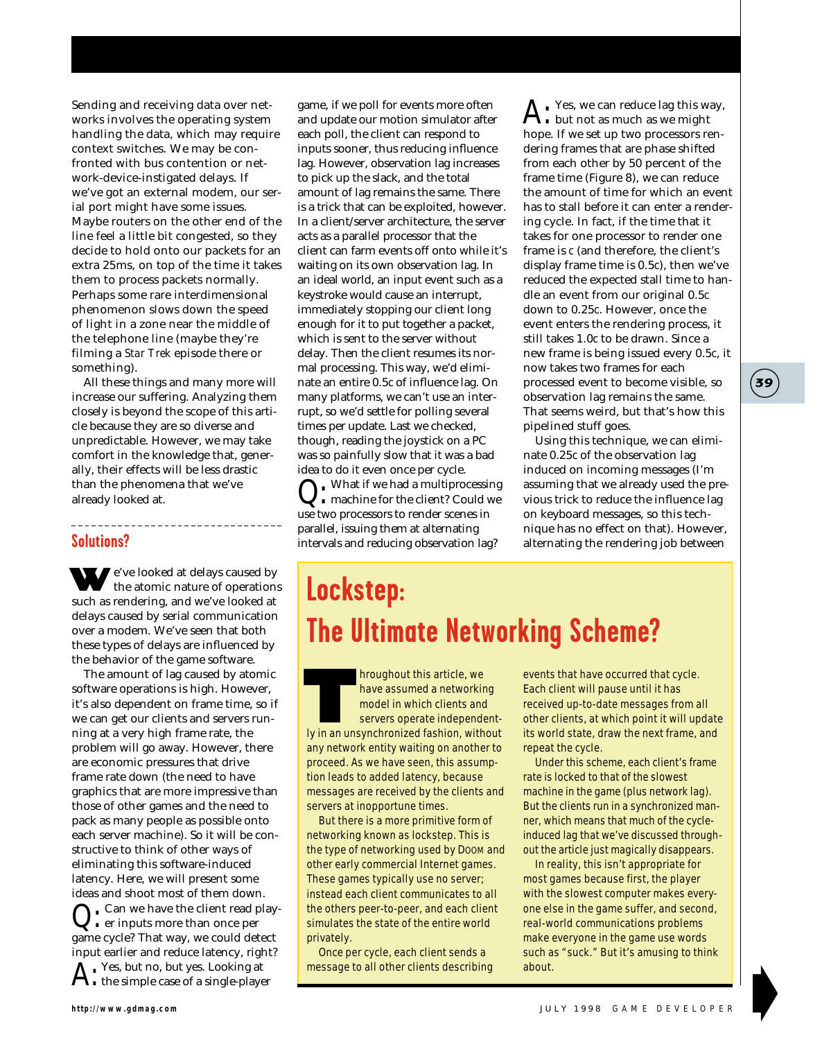Sending and receiving data over networks involves the operating system handling the data, which may require context switches. We may be confronted with bus contention or network-device-instigated delays. If we've got an external modem, our serial port might have some issues. Maybe routers on the other end of the line feel a little bit congested, so they decide to hold onto our packets for an extra 25ms, on top of the time it takes them to process packets normally. Perhaps some rare interdimensional phenomenon slows down the speed of light in a zone near the middle of the telephone line (maybe they're filming a *Star Trek* episode there or something).

All these things and many more will increase our suffering. Analyzing them closely is beyond the scope of this article because they are so diverse and unpredictable. However, we may take comfort in the knowledge that, generally, their effects will be less drastic than the phenomena that we've already looked at.

## Solutions?

We've looked at delays caused by the atomic nature of operations such as rendering, and we've looked at delays caused by serial communication over a modem. We've seen that both these types of delays are influenced by the behavior of the game software.

The amount of lag caused by atomic software operations is high. However, it's also dependent on frame time, so if we can get our clients and servers running at a very high frame rate, the problem will go away. However, there are economic pressures that drive frame rate down (the need to have graphics that are more impressive than those of other games and the need to pack as many people as possible onto each server machine). So it will be constructive to think of other ways of eliminating this software-induced latency. Here, we will present some ideas and shoot most of them down.

**Q:** Can we have the client read player inputs more than once per game cycle? That way, we could detect input earlier and reduce latency, right?

**A:** Yes, but no, but yes. Looking at the simple case of a single-player game, if we poll for events more often and update our motion simulator after each poll, the client can respond to inputs sooner, thus reducing influence lag. However, observation lag increases to pick up the slack, and the total amount of lag remains the same. There is a trick that can be exploited, however. In a client/server architecture, the server acts as a parallel processor that the client can farm events off onto while it's waiting on its own observation lag. In an ideal world, an input event such as a keystroke would cause an interrupt, immediately stopping our client long enough for it to put together a packet, which is sent to the server without delay. Then the client resumes its normal processing. This way, we'd eliminate an entire 0.5c of influence lag. On many platforms, we can't use an interrupt, so we'd settle for polling several times per update. Last we checked, though, reading the joystick on a PC was so painfully slow that it was a bad idea to do it even once per cycle.

**Q:** What if we had a multiprocessing machine for the client? Could we use two processors to render scenes in parallel, issuing them at alternating intervals and reducing observation lag?

**A:** Yes, we can reduce lag this way, but not as much as we might hope. If we set up two processors rendering frames that are phase shifted from each other by 50 percent of the frame time (Figure 8), we can reduce the amount of time for which an event has to stall before it can enter a rendering cycle. In fact, if the time that it takes for one processor to render one frame is *c* (and therefore, the client's display frame time is 0.5c), then we've reduced the expected stall time to handle an event from our original 0.5c down to 0.25c. However, once the event enters the rendering process, it still takes 1.0c to be drawn. Since a new frame is being issued every 0.5c, it now takes two frames for each processed event to become visible, so observation lag remains the same. That seems weird, but that's how this pipelined stuff goes.

Using this technique, we can eliminate 0.25c of the observation lag induced on incoming messages (I'm assuming that we already used the previous trick to reduce the influence lag on keyboard messages, so this technique has no effect on that). However, alternating the rendering job between

## Lockstep: The Ultimate Networking Scheme?

Throughout this article, we have assumed a networking model in which clients and servers operate independently in an unsynchronized fashion, without any network entity waiting on another to proceed. As we have seen, this assumption leads to added latency, because messages are received by the clients and servers at inopportune times.

But there is a more primitive form of networking known as lockstep. This is the type of networking used by DOOM and other early commercial Internet games. These games typically use no server; instead each client communicates to all the others peer-to-peer, and each client simulates the state of the entire world privately.

Once per cycle, each client sends a message to all other clients describing events that have occurred that cycle. Each client will pause until it has received up-to-date messages from all other clients, at which point it will update its world state, draw the next frame, and repeat the cycle.

Under this scheme, each client's frame rate is locked to that of the slowest machine in the game (plus network lag). But the clients run in a synchronized manner, which means that much of the cycle-induced lag that we've discussed throughout the article just magically disappears.

In reality, this isn't appropriate for most games because first, the player with the slowest computer makes everyone else in the game suffer, and second, real-world communications problems make everyone in the game use words such as "suck." But it's amusing to think about.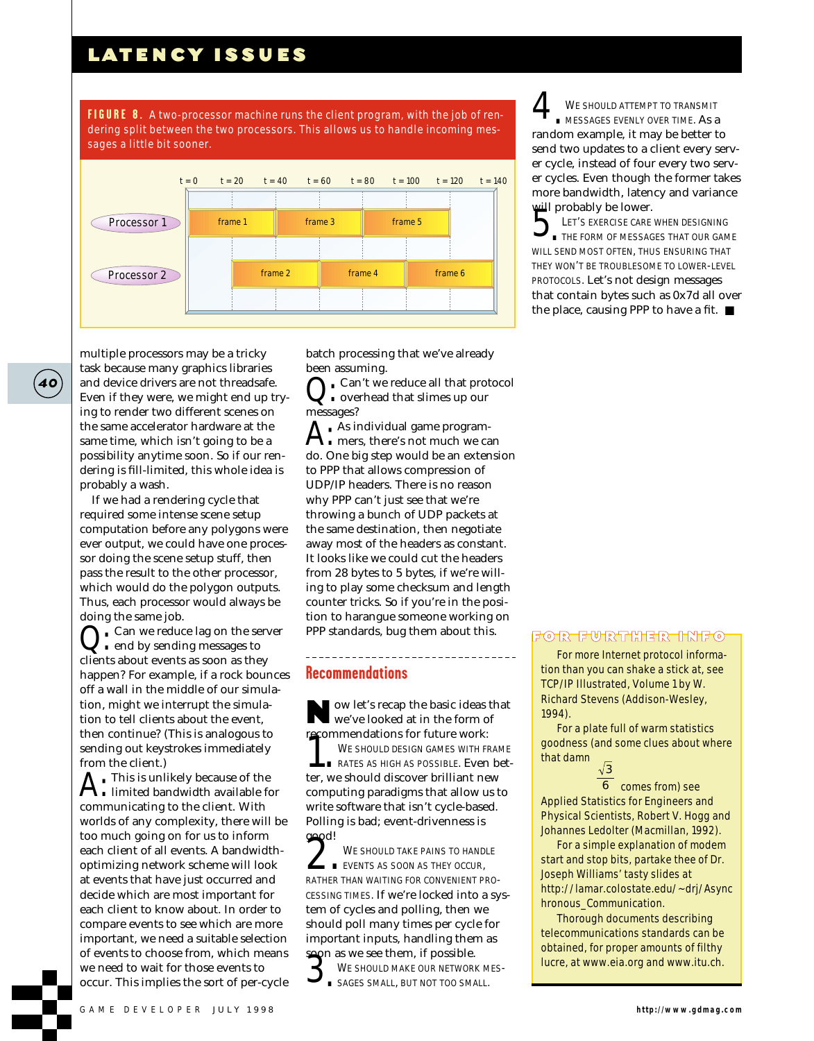**FIGURE 8.** A two-processor machine runs the client program, with the job of rendering split between the two processors. This allows us to handle incoming messages a little bit sooner.

t = 0
t = 20
t = 40
t = 60
t = 80
t = 100
t = 120
t = 140
Processor 1
frame 1
frame 3
frame 5
Processor 2
frame 2
frame 4
frame 6

multiple processors may be a tricky task because many graphics libraries and device drivers are not threadsafe. Even if they were, we might end up trying to render two different scenes on the same accelerator hardware at the same time, which isn't going to be a possibility anytime soon. So if our rendering is fill-limited, this whole idea is probably a wash.

If we had a rendering cycle that required some intense scene setup computation before any polygons were ever output, we could have one processor doing the scene setup stuff, then pass the result to the other processor, which would do the polygon outputs. Thus, each processor would always be doing the same job.

**Q:** Can we reduce lag on the server end by sending messages to clients about events as soon as they happen? For example, if a rock bounces off a wall in the middle of our simulation, might we interrupt the simulation to tell clients about the event, then continue? (This is analogous to sending out keystrokes immediately from the client.)

**A:** This is unlikely because of the limited bandwidth available for communicating to the client. With worlds of any complexity, there will be too much going on for us to inform each client of all events. A bandwidth-optimizing network scheme will look at events that have just occurred and decide which are most important for each client to know about. In order to compare events to see which are more important, we need a suitable selection of events to choose from, which means we need to wait for those events to occur. This implies the sort of per-cycle batch processing that we've already been assuming.

**Q:** Can't we reduce all that protocol overhead that slimes up our messages?

**A:** As individual game programmers, there's not much we can do. One big step would be an extension to PPP that allows compression of UDP/IP headers. There is no reason why PPP can't just see that we're throwing a bunch of UDP packets at the same destination, then negotiate away most of the headers as constant. It looks like we could cut the headers from 28 bytes to 5 bytes, if we're willing to play some checksum and length counter tricks. So if you're in the position to harangue someone working on PPP standards, bug them about this.

## Recommendations

Now let's recap the basic ideas that we've looked at in the form of recommendations for future work:

1. WE SHOULD DESIGN GAMES WITH FRAME RATES AS HIGH AS POSSIBLE. Even better, we should discover brilliant new computing paradigms that allow us to write software that isn't cycle-based. Polling is bad; event-drivenness is good!

2. WE SHOULD TAKE PAINS TO HANDLE EVENTS AS SOON AS THEY OCCUR, RATHER THAN WAITING FOR CONVENIENT PROCESSING TIMES. If we're locked into a system of cycles and polling, then we should poll many times per cycle for important inputs, handling them as soon as we see them, if possible.

3. WE SHOULD MAKE OUR NETWORK MESSAGES SMALL, BUT NOT TOO SMALL.

4. WE SHOULD ATTEMPT TO TRANSMIT MESSAGES EVENLY OVER TIME. As a random example, it may be better to send two updates to a client every server cycle, instead of four every two server cycles. Even though the former takes more bandwidth, latency and variance will probably be lower.

5. LET'S EXERCISE CARE WHEN DESIGNING THE FORM OF MESSAGES THAT OUR GAME WILL SEND MOST OFTEN, THUS ENSURING THAT THEY WON'T BE TROUBLESOME TO LOWER-LEVEL PROTOCOLS. Let's not design messages that contain bytes such as 0x7d all over the place, causing PPP to have a fit. ■

### FOR FURTHER INFO

For more Internet protocol information than you can shake a stick at, see *TCP/IP Illustrated, Volume 1* by W. Richard Stevens (Addison-Wesley, 1994).

For a plate full of warm statistics goodness (and some clues about where that damn $\frac{\sqrt{3}}{6}$ comes from) see *Applied Statistics for Engineers and Physical Scientists*, Robert V. Hogg and Johannes Ledolter (Macmillan, 1992).

For a simple explanation of modem start and stop bits, partake thee of Dr. Joseph Williams' tasty slides at http://lamar.colostate.edu/~drj/Asynchronous_Communication.

Thorough documents describing telecommunications standards can be obtained, for proper amounts of filthy lucre, at www.eia.org and www.itu.ch.